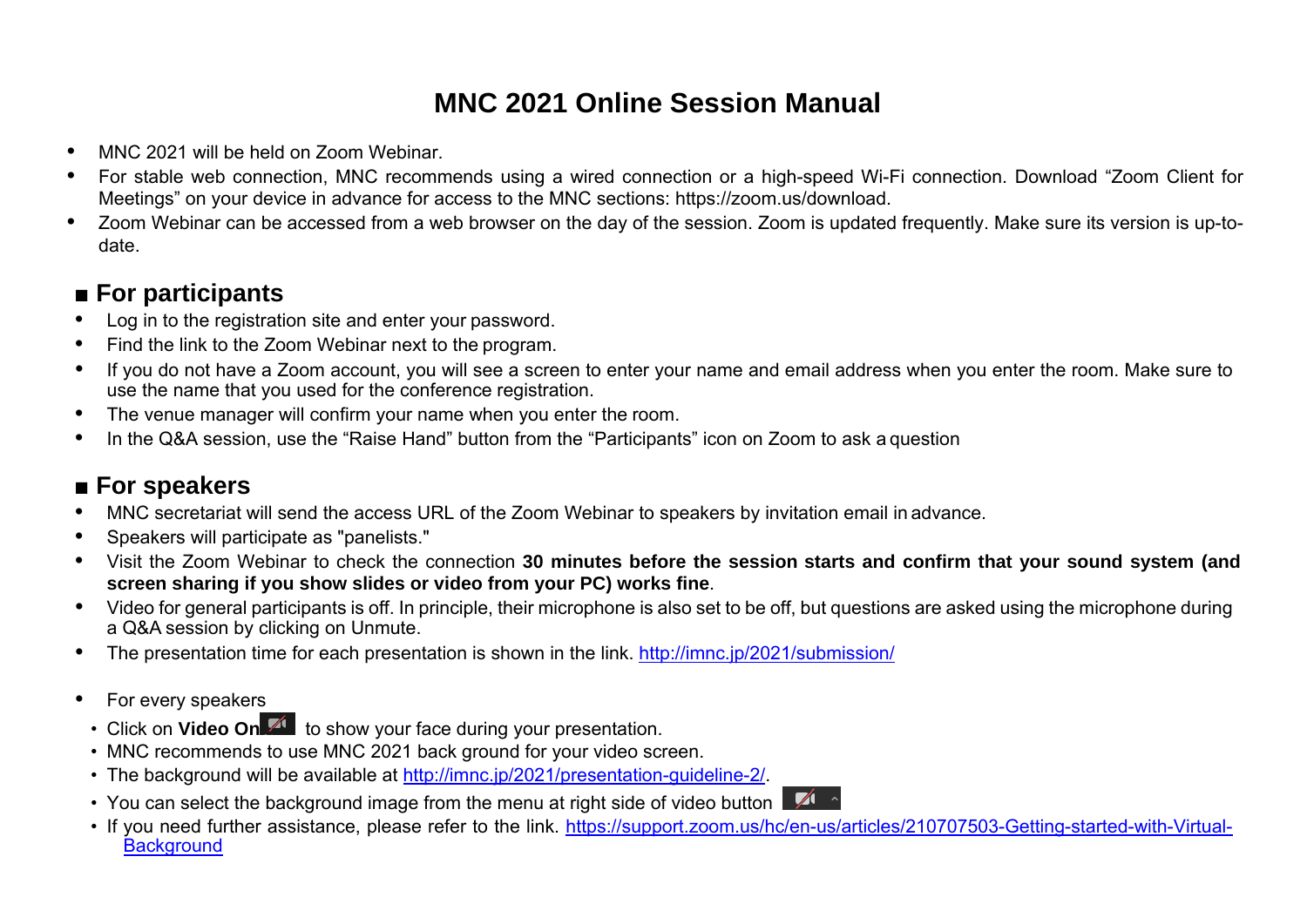# MNC 2021 Online Session Manual

- MNC 2021 will be held on Zoom Webinar.
- For stable web connection, MNC recommends using a wired connection or a high-speed Wi-Fi connection. Download "Zoom Client for Meetings" on your device in advance for access to the MNC sections: https://zoom.us/download.
- Zoom Webinar can be accessed from a web browser on the day of the session. Zoom is updated frequently. Make sure its version is up-to-date.

## ■ For participants

- Log in to the registration site and enter your password.
- Find the link to the Zoom Webinar next to the program.
- If you do not have a Zoom account, you will see a screen to enter your name and email address when you enter the room. Make sure to use the name that you used for the conference registration.
- The venue manager will confirm your name when you enter the room.
- In the Q&A session, use the "Raise Hand" button from the "Participants" icon on Zoom to ask a question

## ■ For speakers

- MNC secretariat will send the access URL of the Zoom Webinar to speakers by invitation email in advance.
- Speakers will participate as "panelists."
- Visit the Zoom Webinar to check the connection **30 minutes before the session starts and confirm that your sound system (and screen sharing if you show slides or video from your PC) works fine**.
- Video for general participants is off. In principle, their microphone is also set to be off, but questions are asked using the microphone during a Q&A session by clicking on Unmute.
- The presentation time for each presentation is shown in the link. [http://imnc.jp/2021/submission/](http://imnc.jp/2021/submission/)

- For every speakers
  - Click on **Video On** to show your face during your presentation.
  - MNC recommends to use MNC 2021 back ground for your video screen.
  - The background will be available at [http://imnc.jp/2021/presentation-guideline-2/](http://imnc.jp/2021/presentation-guideline-2/).
  - You can select the background image from the menu at right side of video button
  - If you need further assistance, please refer to the link. [https://support.zoom.us/hc/en-us/articles/210707503-Getting-started-with-Virtual-Background](https://support.zoom.us/hc/en-us/articles/210707503-Getting-started-with-Virtual-Background)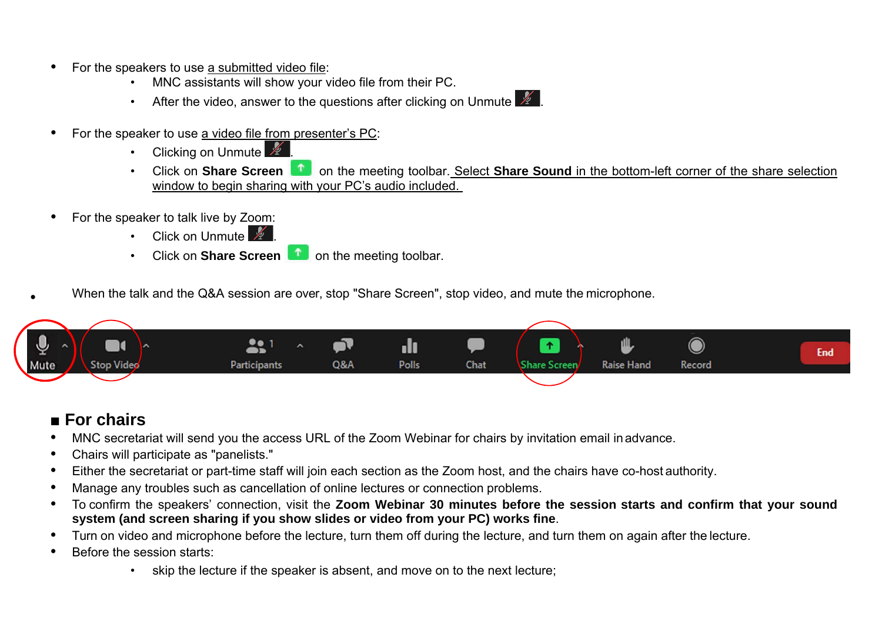- For the speakers to use a submitted video file:
  - MNC assistants will show your video file from their PC.
  - After the video, answer to the questions after clicking on Unmute .
- For the speaker to use a video file from presenter's PC:
  - Clicking on Unmute .
  - Click on **Share Screen** on the meeting toolbar. Select **Share Sound** in the bottom-left corner of the share selection window to begin sharing with your PC's audio included.
- For the speaker to talk live by Zoom:
  - Click on Unmute .
  - Click on **Share Screen** on the meeting toolbar.
- When the talk and the Q&A session are over, stop "Share Screen", stop video, and mute the microphone.

Mute  Stop Video  Participants  Q&A  Polls  Chat  Share Screen  Raise Hand  Record  End

## ■ For chairs

- MNC secretariat will send you the access URL of the Zoom Webinar for chairs by invitation email in advance.
- Chairs will participate as "panelists."
- Either the secretariat or part-time staff will join each section as the Zoom host, and the chairs have co-host authority.
- Manage any troubles such as cancellation of online lectures or connection problems.
- To confirm the speakers' connection, visit the **Zoom Webinar 30 minutes before the session starts and confirm that your sound system (and screen sharing if you show slides or video from your PC) works fine**.
- Turn on video and microphone before the lecture, turn them off during the lecture, and turn them on again after the lecture.
- Before the session starts:
  - skip the lecture if the speaker is absent, and move on to the next lecture;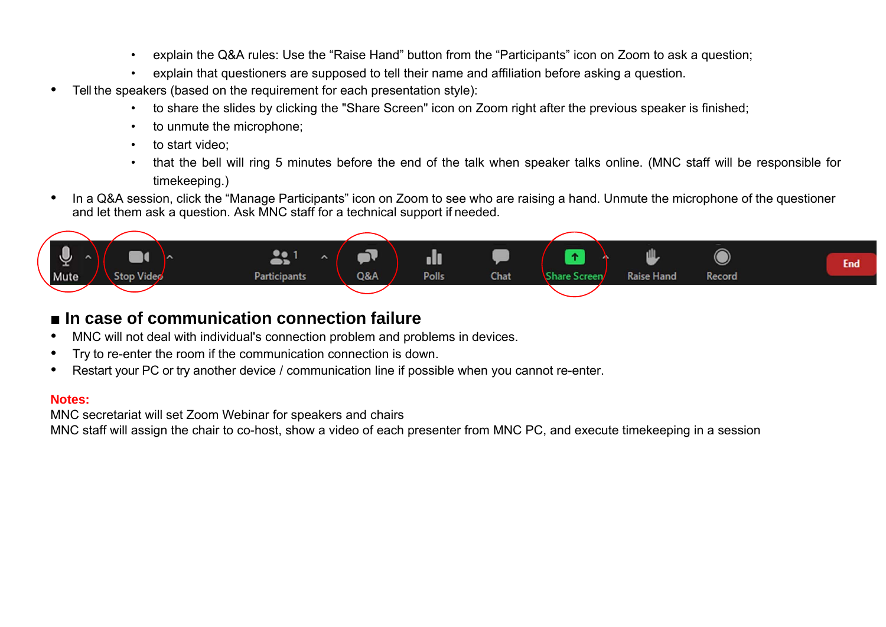- explain the Q&A rules: Use the “Raise Hand” button from the “Participants” icon on Zoom to ask a question;
- explain that questioners are supposed to tell their name and affiliation before asking a question.

- Tell the speakers (based on the requirement for each presentation style):
  - to share the slides by clicking the "Share Screen" icon on Zoom right after the previous speaker is finished;
  - to unmute the microphone;
  - to start video;
  - that the bell will ring 5 minutes before the end of the talk when speaker talks online. (MNC staff will be responsible for timekeeping.)
- In a Q&A session, click the “Manage Participants” icon on Zoom to see who are raising a hand. Unmute the microphone of the questioner and let them ask a question. Ask MNC staff for a technical support if needed.

Mute Stop Video Participants 1 Q&A Polls Chat Share Screen Raise Hand Record End

## ■ In case of communication connection failure

- MNC will not deal with individual's connection problem and problems in devices.
- Try to re-enter the room if the communication connection is down.
- Restart your PC or try another device / communication line if possible when you cannot re-enter.

**Notes:**

MNC secretariat will set Zoom Webinar for speakers and chairs

MNC staff will assign the chair to co-host, show a video of each presenter from MNC PC, and execute timekeeping in a session